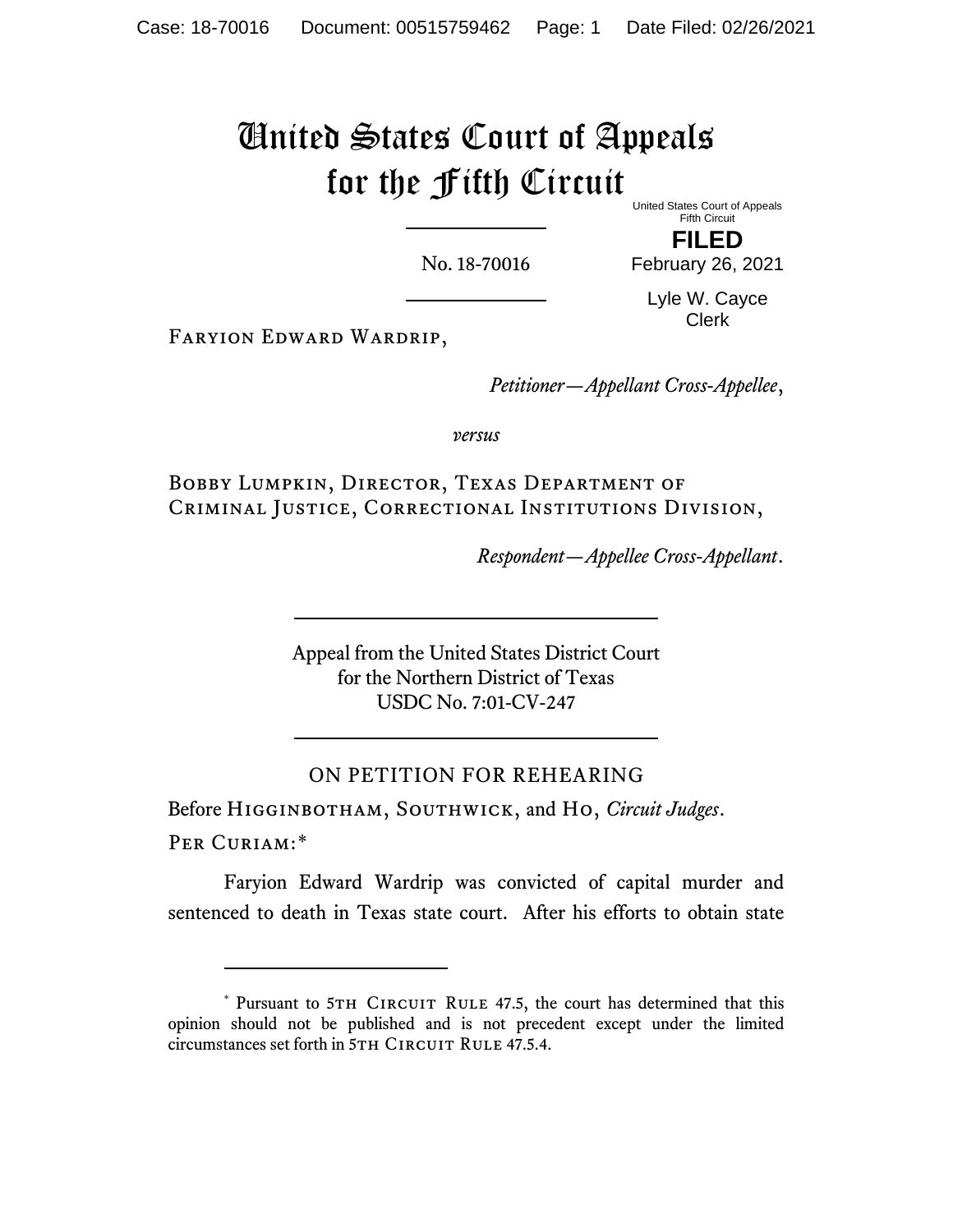# United States Court of Appeals for the Fifth Circuit

United States Court of Appeals
Fifth Circuit

**FILED**

February 26, 2021

Lyle W. Cayce
Clerk

No. 18-70016

Faryion Edward Wardrip,

*Petitioner—Appellant Cross-Appellee*,

*versus*

Bobby Lumpkin, Director, Texas Department of Criminal Justice, Correctional Institutions Division,

*Respondent—Appellee Cross-Appellant*.

Appeal from the United States District Court
for the Northern District of Texas
USDC No. 7:01-CV-247

ON PETITION FOR REHEARING

Before Higginbotham, Southwick, and Ho, *Circuit Judges*.

Per Curiam:*

Faryion Edward Wardrip was convicted of capital murder and sentenced to death in Texas state court. After his efforts to obtain state

---

\* Pursuant to 5th Circuit Rule 47.5, the court has determined that this opinion should not be published and is not precedent except under the limited circumstances set forth in 5th Circuit Rule 47.5.4.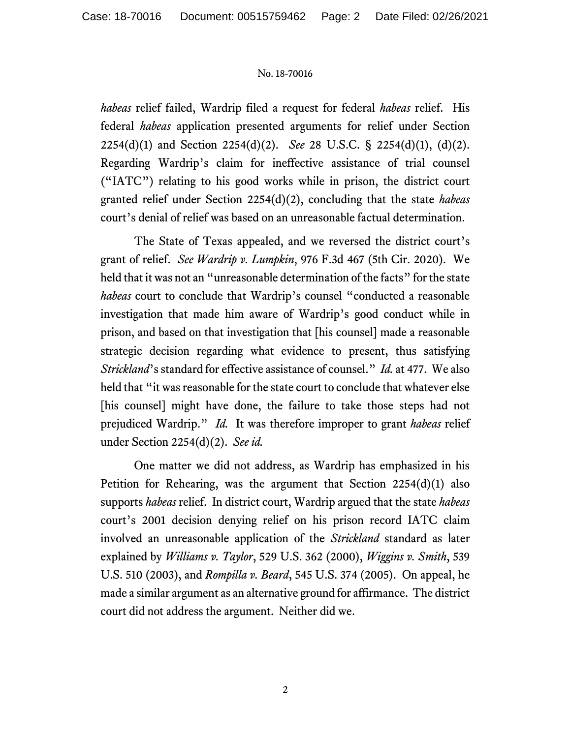*habeas* relief failed, Wardrip filed a request for federal *habeas* relief. His federal *habeas* application presented arguments for relief under Section 2254(d)(1) and Section 2254(d)(2). *See* 28 U.S.C. § 2254(d)(1), (d)(2). Regarding Wardrip's claim for ineffective assistance of trial counsel ("IATC") relating to his good works while in prison, the district court granted relief under Section 2254(d)(2), concluding that the state *habeas* court's denial of relief was based on an unreasonable factual determination.

The State of Texas appealed, and we reversed the district court's grant of relief. *See Wardrip v. Lumpkin*, 976 F.3d 467 (5th Cir. 2020). We held that it was not an "unreasonable determination of the facts" for the state *habeas* court to conclude that Wardrip's counsel "conducted a reasonable investigation that made him aware of Wardrip's good conduct while in prison, and based on that investigation that [his counsel] made a reasonable strategic decision regarding what evidence to present, thus satisfying *Strickland*'s standard for effective assistance of counsel." *Id.* at 477. We also held that "it was reasonable for the state court to conclude that whatever else [his counsel] might have done, the failure to take those steps had not prejudiced Wardrip." *Id.* It was therefore improper to grant *habeas* relief under Section 2254(d)(2). *See id.*

One matter we did not address, as Wardrip has emphasized in his Petition for Rehearing, was the argument that Section 2254(d)(1) also supports *habeas* relief. In district court, Wardrip argued that the state *habeas* court's 2001 decision denying relief on his prison record IATC claim involved an unreasonable application of the *Strickland* standard as later explained by *Williams v. Taylor*, 529 U.S. 362 (2000), *Wiggins v. Smith*, 539 U.S. 510 (2003), and *Rompilla v. Beard*, 545 U.S. 374 (2005). On appeal, he made a similar argument as an alternative ground for affirmance. The district court did not address the argument. Neither did we.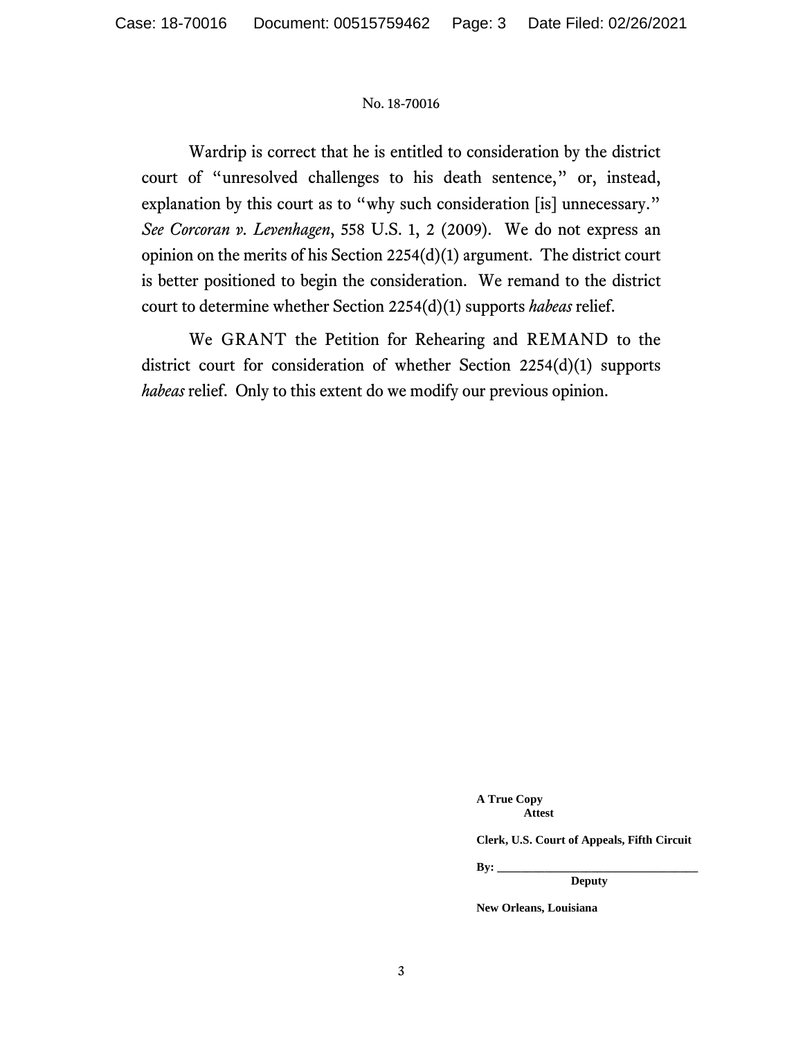No. 18-70016

Wardrip is correct that he is entitled to consideration by the district court of "unresolved challenges to his death sentence," or, instead, explanation by this court as to "why such consideration [is] unnecessary." *See Corcoran v. Levenhagen*, 558 U.S. 1, 2 (2009). We do not express an opinion on the merits of his Section 2254(d)(1) argument. The district court is better positioned to begin the consideration. We remand to the district court to determine whether Section 2254(d)(1) supports *habeas* relief.

We GRANT the Petition for Rehearing and REMAND to the district court for consideration of whether Section 2254(d)(1) supports *habeas* relief. Only to this extent do we modify our previous opinion.

**A True Copy**
**Attest**

**Clerk, U.S. Court of Appeals, Fifth Circuit**

**By: ________________________________**
**Deputy**

**New Orleans, Louisiana**